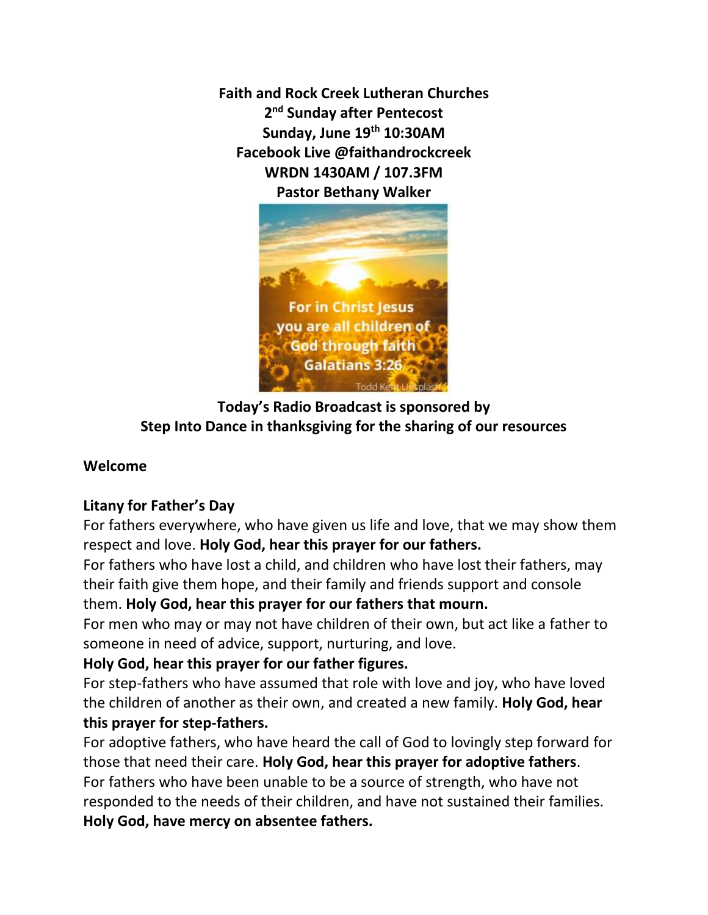**Faith and Rock Creek Lutheran Churches**
**2nd Sunday after Pentecost**
**Sunday, June 19th 10:30AM**
**Facebook Live @faithandrockcreek**
**WRDN 1430AM / 107.3FM**
**Pastor Bethany Walker**

**Today's Radio Broadcast is sponsored by**
**Step Into Dance in thanksgiving for the sharing of our resources**

**Welcome**

**Litany for Father's Day**

For fathers everywhere, who have given us life and love, that we may show them respect and love. **Holy God, hear this prayer for our fathers.**

For fathers who have lost a child, and children who have lost their fathers, may their faith give them hope, and their family and friends support and console them. **Holy God, hear this prayer for our fathers that mourn.**

For men who may or may not have children of their own, but act like a father to someone in need of advice, support, nurturing, and love.
**Holy God, hear this prayer for our father figures.**

For step-fathers who have assumed that role with love and joy, who have loved the children of another as their own, and created a new family. **Holy God, hear this prayer for step-fathers.**

For adoptive fathers, who have heard the call of God to lovingly step forward for those that need their care. **Holy God, hear this prayer for adoptive fathers**.

For fathers who have been unable to be a source of strength, who have not responded to the needs of their children, and have not sustained their families.
**Holy God, have mercy on absentee fathers.**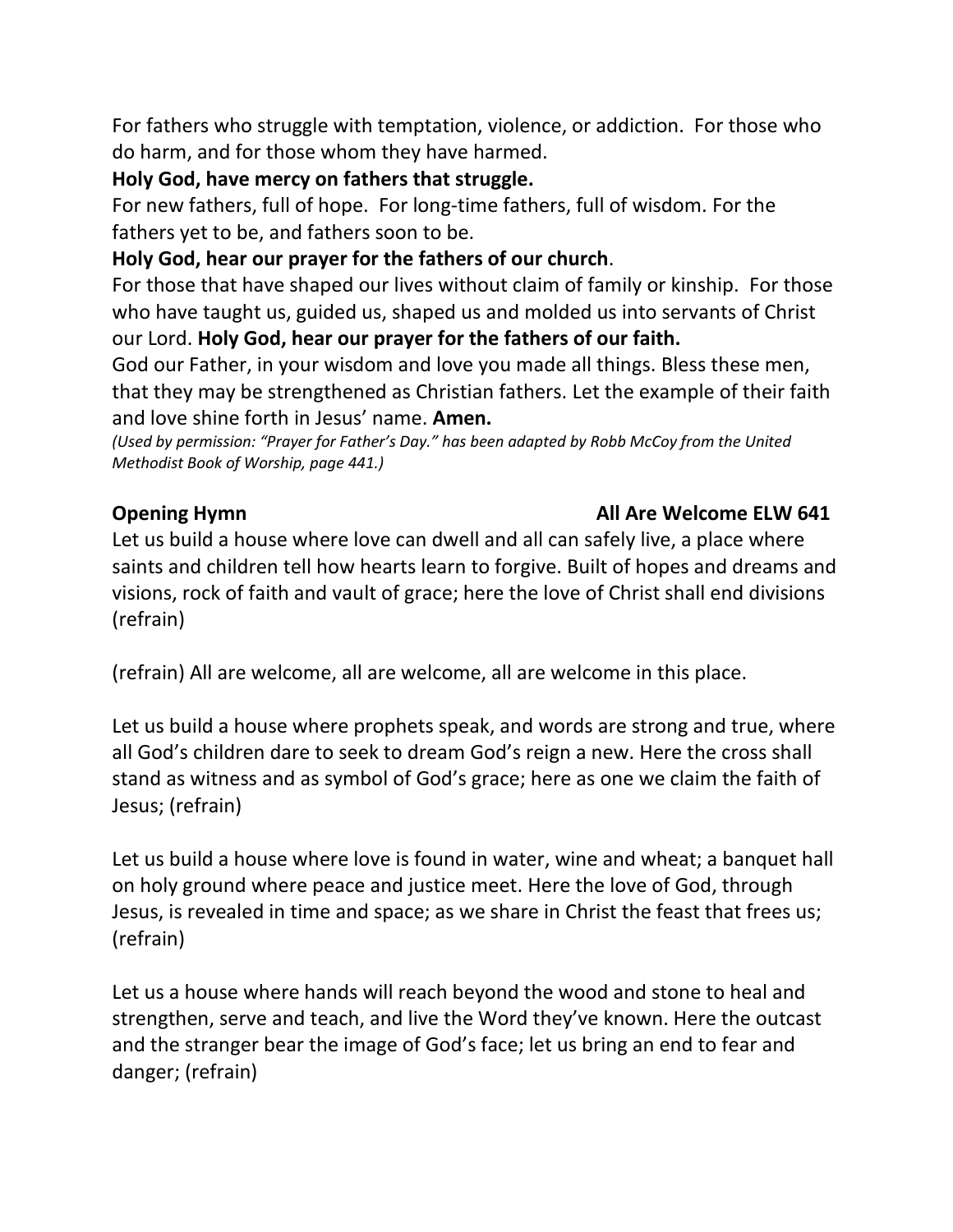For fathers who struggle with temptation, violence, or addiction.  For those who do harm, and for those whom they have harmed.

**Holy God, have mercy on fathers that struggle.**

For new fathers, full of hope.  For long-time fathers, full of wisdom. For the fathers yet to be, and fathers soon to be.

**Holy God, hear our prayer for the fathers of our church**.

For those that have shaped our lives without claim of family or kinship.  For those who have taught us, guided us, shaped us and molded us into servants of Christ our Lord. **Holy God, hear our prayer for the fathers of our faith.**

God our Father, in your wisdom and love you made all things. Bless these men, that they may be strengthened as Christian fathers. Let the example of their faith and love shine forth in Jesus' name. **Amen.**

*(Used by permission: "Prayer for Father's Day." has been adapted by Robb McCoy from the United Methodist Book of Worship, page 441.)*

**Opening Hymn** **All Are Welcome ELW 641**

Let us build a house where love can dwell and all can safely live, a place where saints and children tell how hearts learn to forgive. Built of hopes and dreams and visions, rock of faith and vault of grace; here the love of Christ shall end divisions (refrain)

(refrain) All are welcome, all are welcome, all are welcome in this place.

Let us build a house where prophets speak, and words are strong and true, where all God's children dare to seek to dream God's reign a new. Here the cross shall stand as witness and as symbol of God's grace; here as one we claim the faith of Jesus; (refrain)

Let us build a house where love is found in water, wine and wheat; a banquet hall on holy ground where peace and justice meet. Here the love of God, through Jesus, is revealed in time and space; as we share in Christ the feast that frees us; (refrain)

Let us a house where hands will reach beyond the wood and stone to heal and strengthen, serve and teach, and live the Word they've known. Here the outcast and the stranger bear the image of God's face; let us bring an end to fear and danger; (refrain)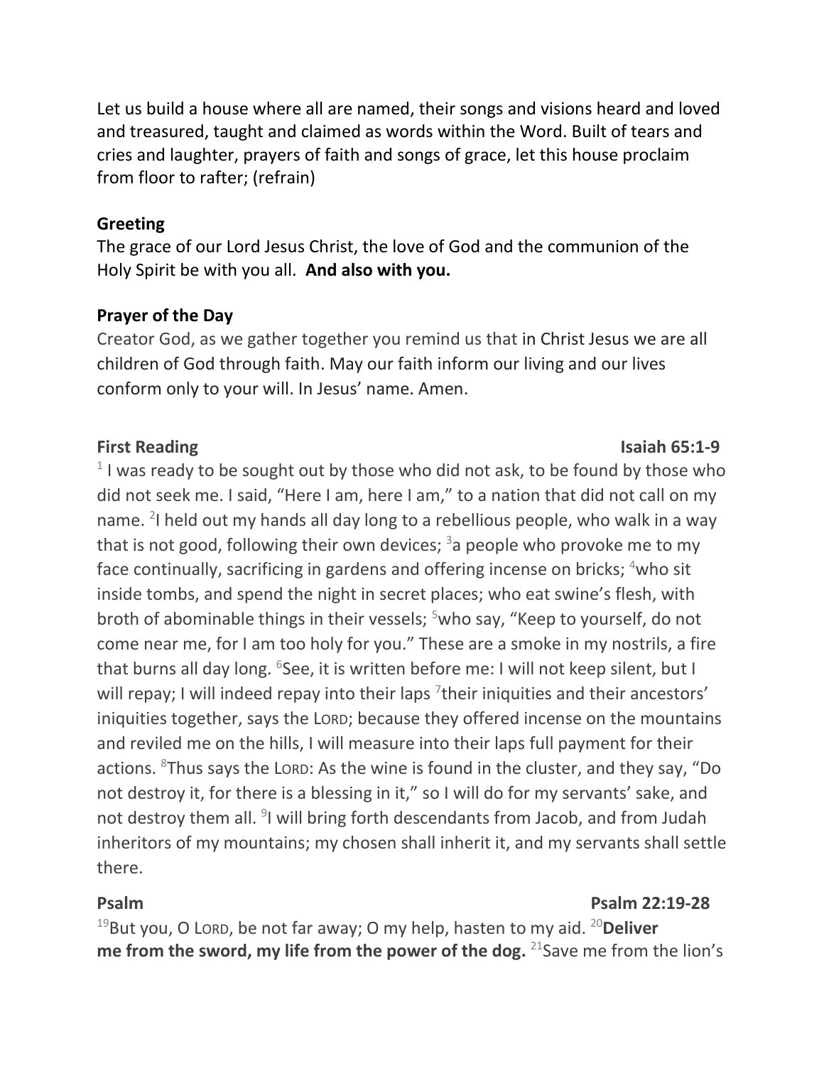Let us build a house where all are named, their songs and visions heard and loved and treasured, taught and claimed as words within the Word. Built of tears and cries and laughter, prayers of faith and songs of grace, let this house proclaim from floor to rafter; (refrain)

**Greeting**
The grace of our Lord Jesus Christ, the love of God and the communion of the Holy Spirit be with you all. **And also with you.**

**Prayer of the Day**
Creator God, as we gather together you remind us that in Christ Jesus we are all children of God through faith. May our faith inform our living and our lives conform only to your will. In Jesus' name. Amen.

**First Reading** **Isaiah 65:1-9**

[1] I was ready to be sought out by those who did not ask, to be found by those who did not seek me. I said, "Here I am, here I am," to a nation that did not call on my name. [2]I held out my hands all day long to a rebellious people, who walk in a way that is not good, following their own devices; [3]a people who provoke me to my face continually, sacrificing in gardens and offering incense on bricks; [4]who sit inside tombs, and spend the night in secret places; who eat swine's flesh, with broth of abominable things in their vessels; [5]who say, "Keep to yourself, do not come near me, for I am too holy for you." These are a smoke in my nostrils, a fire that burns all day long. [6]See, it is written before me: I will not keep silent, but I will repay; I will indeed repay into their laps [7]their iniquities and their ancestors' iniquities together, says the LORD; because they offered incense on the mountains and reviled me on the hills, I will measure into their laps full payment for their actions. [8]Thus says the LORD: As the wine is found in the cluster, and they say, "Do not destroy it, for there is a blessing in it," so I will do for my servants' sake, and not destroy them all. [9]I will bring forth descendants from Jacob, and from Judah inheritors of my mountains; my chosen shall inherit it, and my servants shall settle there.

**Psalm** **Psalm 22:19-28**

[19]But you, O LORD, be not far away; O my help, hasten to my aid. [20]**Deliver me from the sword, my life from the power of the dog.** [21]Save me from the lion's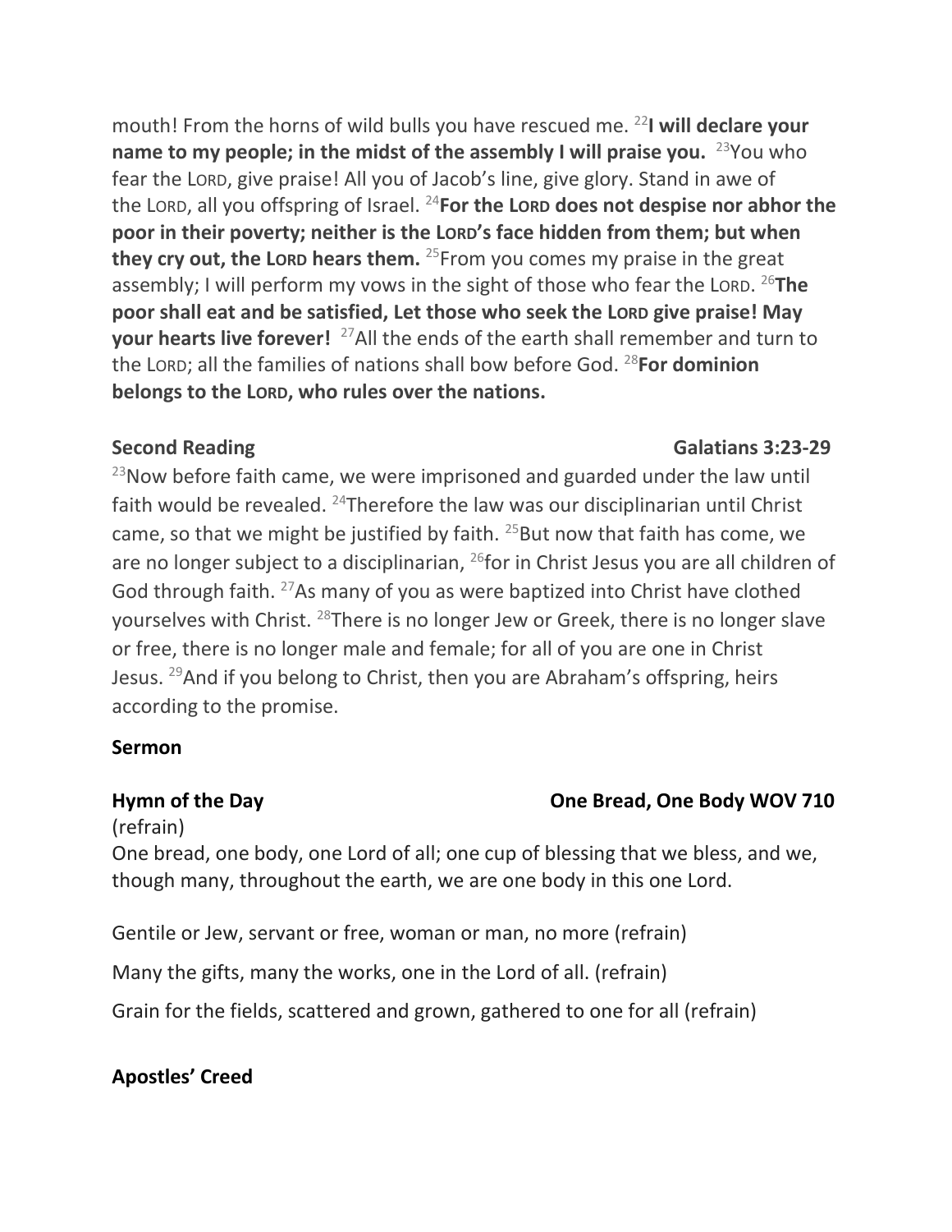mouth! From the horns of wild bulls you have rescued me. [22]**I will declare your name to my people; in the midst of the assembly I will praise you.** [23]You who fear the LORD, give praise! All you of Jacob's line, give glory. Stand in awe of the LORD, all you offspring of Israel. [24]**For the LORD does not despise nor abhor the poor in their poverty; neither is the LORD's face hidden from them; but when they cry out, the LORD hears them.** [25]From you comes my praise in the great assembly; I will perform my vows in the sight of those who fear the LORD. [26]**The poor shall eat and be satisfied, Let those who seek the LORD give praise! May your hearts live forever!** [27]All the ends of the earth shall remember and turn to the LORD; all the families of nations shall bow before God. [28]**For dominion belongs to the LORD, who rules over the nations.**

**Second Reading** **Galatians 3:23-29**

[23]Now before faith came, we were imprisoned and guarded under the law until faith would be revealed. [24]Therefore the law was our disciplinarian until Christ came, so that we might be justified by faith. [25]But now that faith has come, we are no longer subject to a disciplinarian, [26]for in Christ Jesus you are all children of God through faith. [27]As many of you as were baptized into Christ have clothed yourselves with Christ. [28]There is no longer Jew or Greek, there is no longer slave or free, there is no longer male and female; for all of you are one in Christ Jesus. [29]And if you belong to Christ, then you are Abraham's offspring, heirs according to the promise.

**Sermon**

**Hymn of the Day** **One Bread, One Body WOV 710**

(refrain)
One bread, one body, one Lord of all; one cup of blessing that we bless, and we, though many, throughout the earth, we are one body in this one Lord.

Gentile or Jew, servant or free, woman or man, no more (refrain)

Many the gifts, many the works, one in the Lord of all. (refrain)

Grain for the fields, scattered and grown, gathered to one for all (refrain)

**Apostles' Creed**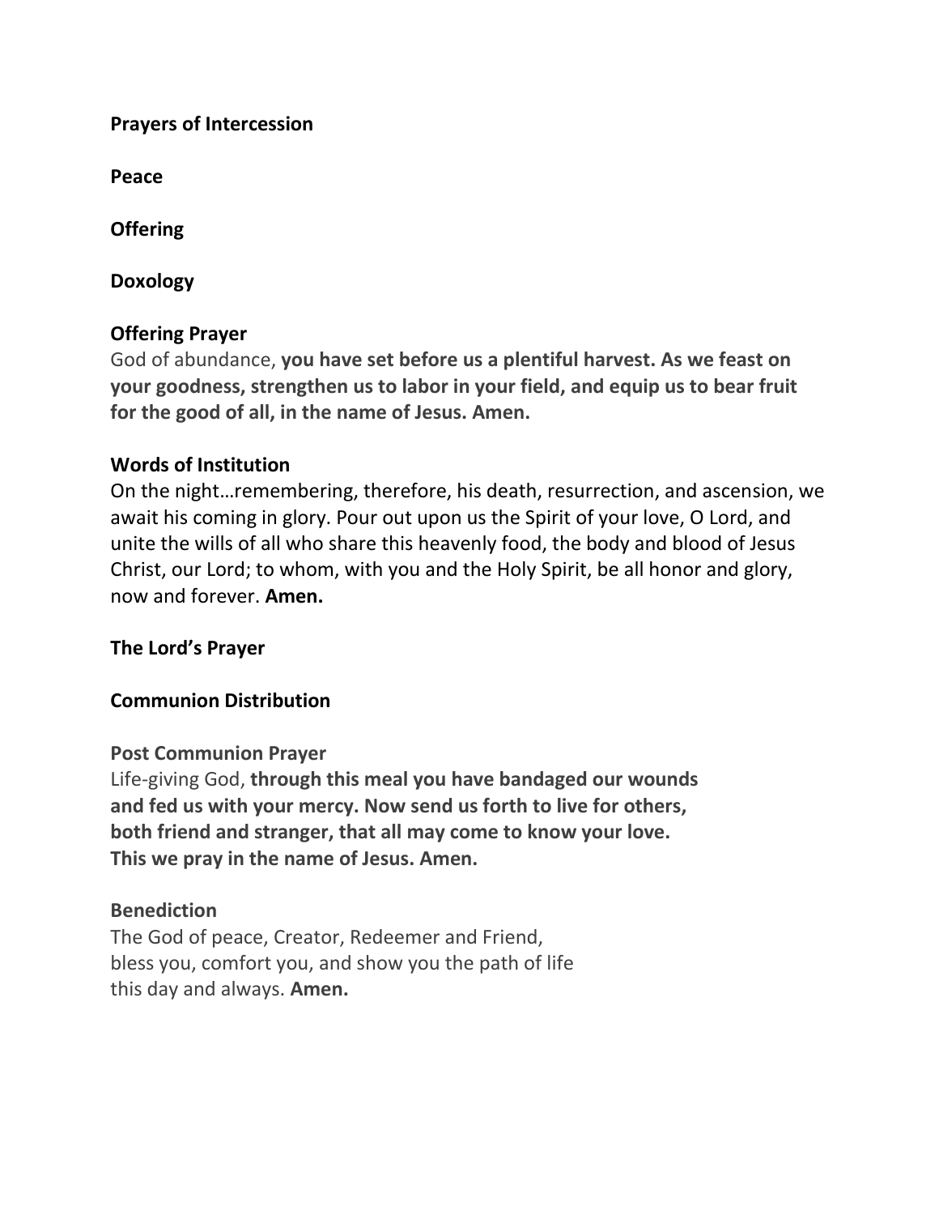**Prayers of Intercession**

**Peace**

**Offering**

**Doxology**

**Offering Prayer**
God of abundance, **you have set before us a plentiful harvest. As we feast on your goodness, strengthen us to labor in your field, and equip us to bear fruit for the good of all, in the name of Jesus. Amen.**

**Words of Institution**
On the night…remembering, therefore, his death, resurrection, and ascension, we await his coming in glory. Pour out upon us the Spirit of your love, O Lord, and unite the wills of all who share this heavenly food, the body and blood of Jesus Christ, our Lord; to whom, with you and the Holy Spirit, be all honor and glory, now and forever. **Amen.**

**The Lord's Prayer**

**Communion Distribution**

**Post Communion Prayer**
Life-giving God, **through this meal you have bandaged our wounds and fed us with your mercy. Now send us forth to live for others, both friend and stranger, that all may come to know your love. This we pray in the name of Jesus. Amen.**

**Benediction**
The God of peace, Creator, Redeemer and Friend,
bless you, comfort you, and show you the path of life
this day and always. **Amen.**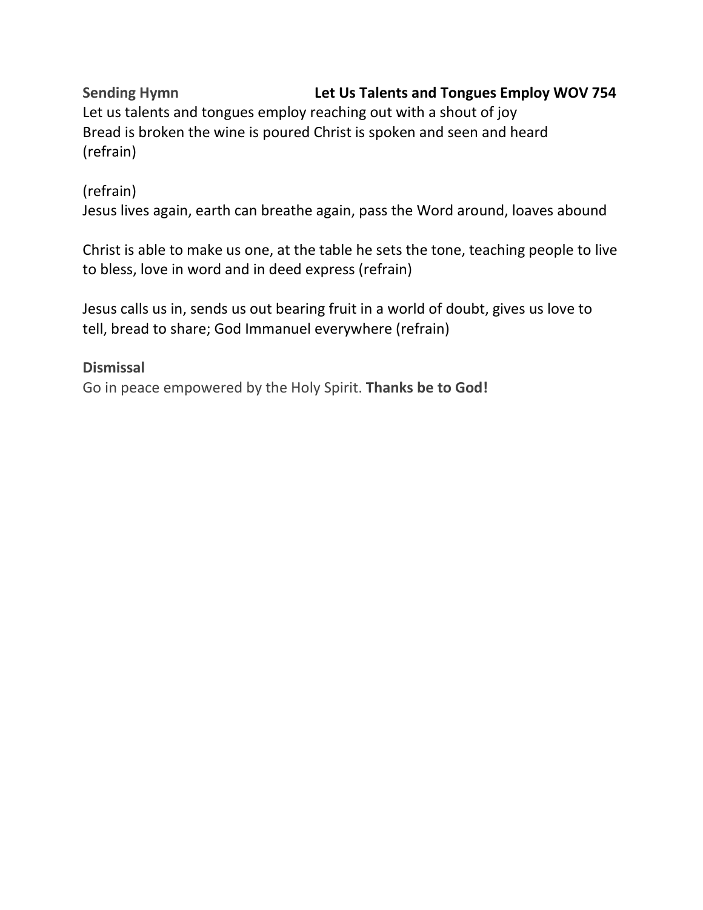**Sending Hymn** **Let Us Talents and Tongues Employ WOV 754**

Let us talents and tongues employ reaching out with a shout of joy
Bread is broken the wine is poured Christ is spoken and seen and heard
(refrain)

(refrain)
Jesus lives again, earth can breathe again, pass the Word around, loaves abound

Christ is able to make us one, at the table he sets the tone, teaching people to live to bless, love in word and in deed express (refrain)

Jesus calls us in, sends us out bearing fruit in a world of doubt, gives us love to tell, bread to share; God Immanuel everywhere (refrain)

**Dismissal**

Go in peace empowered by the Holy Spirit. **Thanks be to God!**